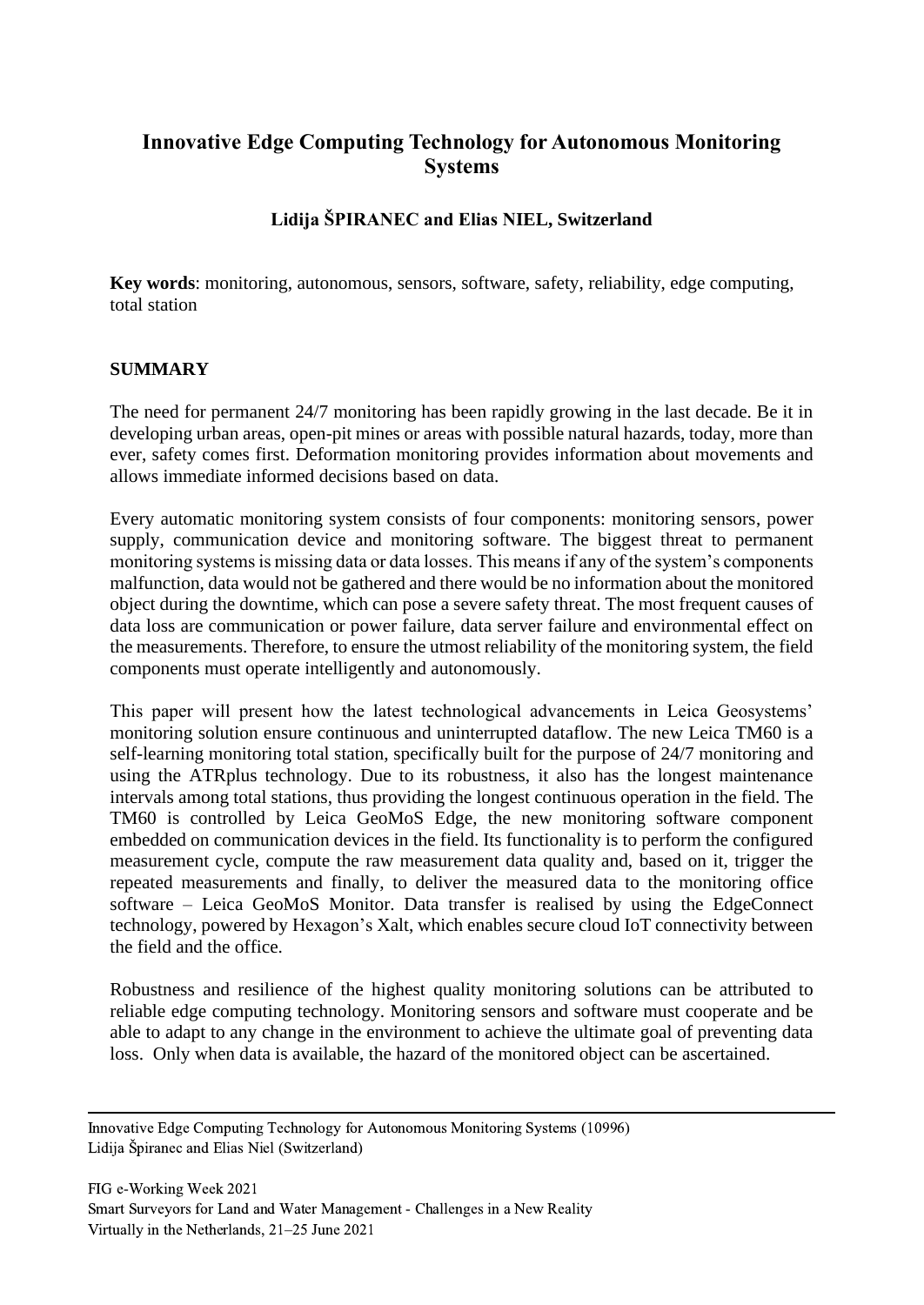# Innovative Edge Computing Technology for Autonomous Monitoring Systems

**Lidija ŠPIRANEC and Elias NIEL, Switzerland**

**Key words**: monitoring, autonomous, sensors, software, safety, reliability, edge computing, total station

## SUMMARY

The need for permanent 24/7 monitoring has been rapidly growing in the last decade. Be it in developing urban areas, open-pit mines or areas with possible natural hazards, today, more than ever, safety comes first. Deformation monitoring provides information about movements and allows immediate informed decisions based on data.

Every automatic monitoring system consists of four components: monitoring sensors, power supply, communication device and monitoring software. The biggest threat to permanent monitoring systems is missing data or data losses. This means if any of the system's components malfunction, data would not be gathered and there would be no information about the monitored object during the downtime, which can pose a severe safety threat. The most frequent causes of data loss are communication or power failure, data server failure and environmental effect on the measurements. Therefore, to ensure the utmost reliability of the monitoring system, the field components must operate intelligently and autonomously.

This paper will present how the latest technological advancements in Leica Geosystems' monitoring solution ensure continuous and uninterrupted dataflow. The new Leica TM60 is a self-learning monitoring total station, specifically built for the purpose of 24/7 monitoring and using the ATRplus technology. Due to its robustness, it also has the longest maintenance intervals among total stations, thus providing the longest continuous operation in the field. The TM60 is controlled by Leica GeoMoS Edge, the new monitoring software component embedded on communication devices in the field. Its functionality is to perform the configured measurement cycle, compute the raw measurement data quality and, based on it, trigger the repeated measurements and finally, to deliver the measured data to the monitoring office software – Leica GeoMoS Monitor. Data transfer is realised by using the EdgeConnect technology, powered by Hexagon's Xalt, which enables secure cloud IoT connectivity between the field and the office.

Robustness and resilience of the highest quality monitoring solutions can be attributed to reliable edge computing technology. Monitoring sensors and software must cooperate and be able to adapt to any change in the environment to achieve the ultimate goal of preventing data loss. Only when data is available, the hazard of the monitored object can be ascertained.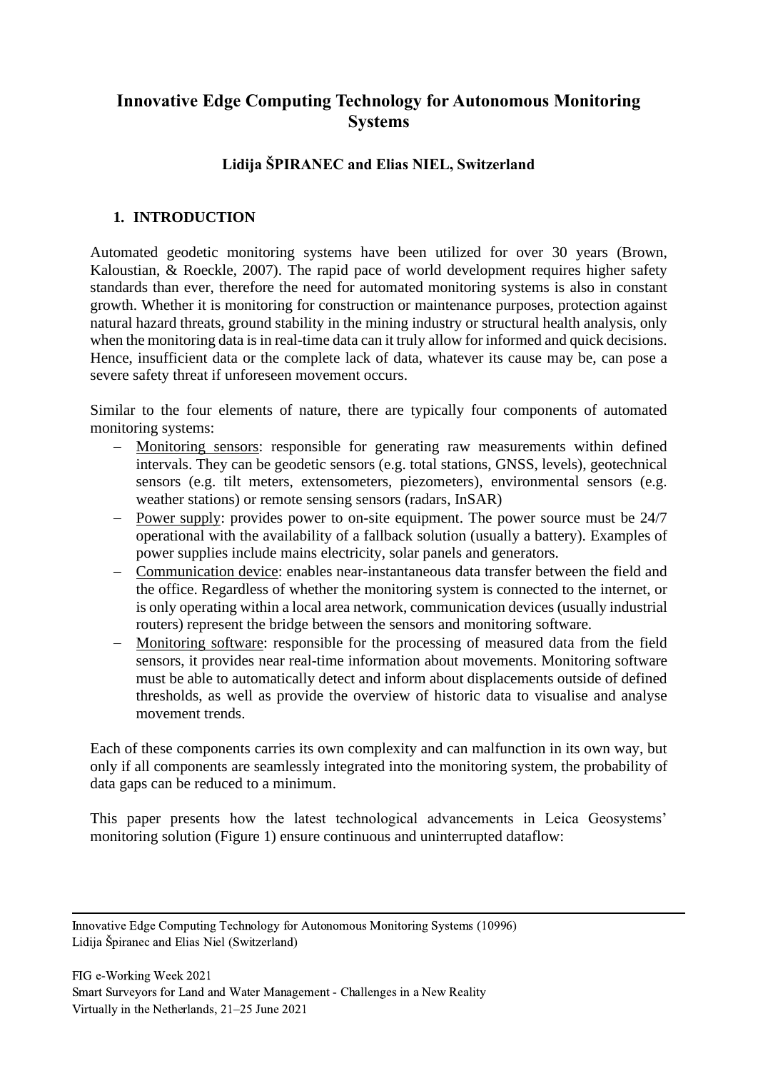# Innovative Edge Computing Technology for Autonomous Monitoring Systems

**Lidija ŠPIRANEC and Elias NIEL, Switzerland**

## 1. INTRODUCTION

Automated geodetic monitoring systems have been utilized for over 30 years (Brown, Kaloustian, & Roeckle, 2007). The rapid pace of world development requires higher safety standards than ever, therefore the need for automated monitoring systems is also in constant growth. Whether it is monitoring for construction or maintenance purposes, protection against natural hazard threats, ground stability in the mining industry or structural health analysis, only when the monitoring data is in real-time data can it truly allow for informed and quick decisions. Hence, insufficient data or the complete lack of data, whatever its cause may be, can pose a severe safety threat if unforeseen movement occurs.

Similar to the four elements of nature, there are typically four components of automated monitoring systems:

- Monitoring sensors: responsible for generating raw measurements within defined intervals. They can be geodetic sensors (e.g. total stations, GNSS, levels), geotechnical sensors (e.g. tilt meters, extensometers, piezometers), environmental sensors (e.g. weather stations) or remote sensing sensors (radars, InSAR)
- Power supply: provides power to on-site equipment. The power source must be 24/7 operational with the availability of a fallback solution (usually a battery). Examples of power supplies include mains electricity, solar panels and generators.
- Communication device: enables near-instantaneous data transfer between the field and the office. Regardless of whether the monitoring system is connected to the internet, or is only operating within a local area network, communication devices (usually industrial routers) represent the bridge between the sensors and monitoring software.
- Monitoring software: responsible for the processing of measured data from the field sensors, it provides near real-time information about movements. Monitoring software must be able to automatically detect and inform about displacements outside of defined thresholds, as well as provide the overview of historic data to visualise and analyse movement trends.

Each of these components carries its own complexity and can malfunction in its own way, but only if all components are seamlessly integrated into the monitoring system, the probability of data gaps can be reduced to a minimum.

This paper presents how the latest technological advancements in Leica Geosystems' monitoring solution (Figure 1) ensure continuous and uninterrupted dataflow: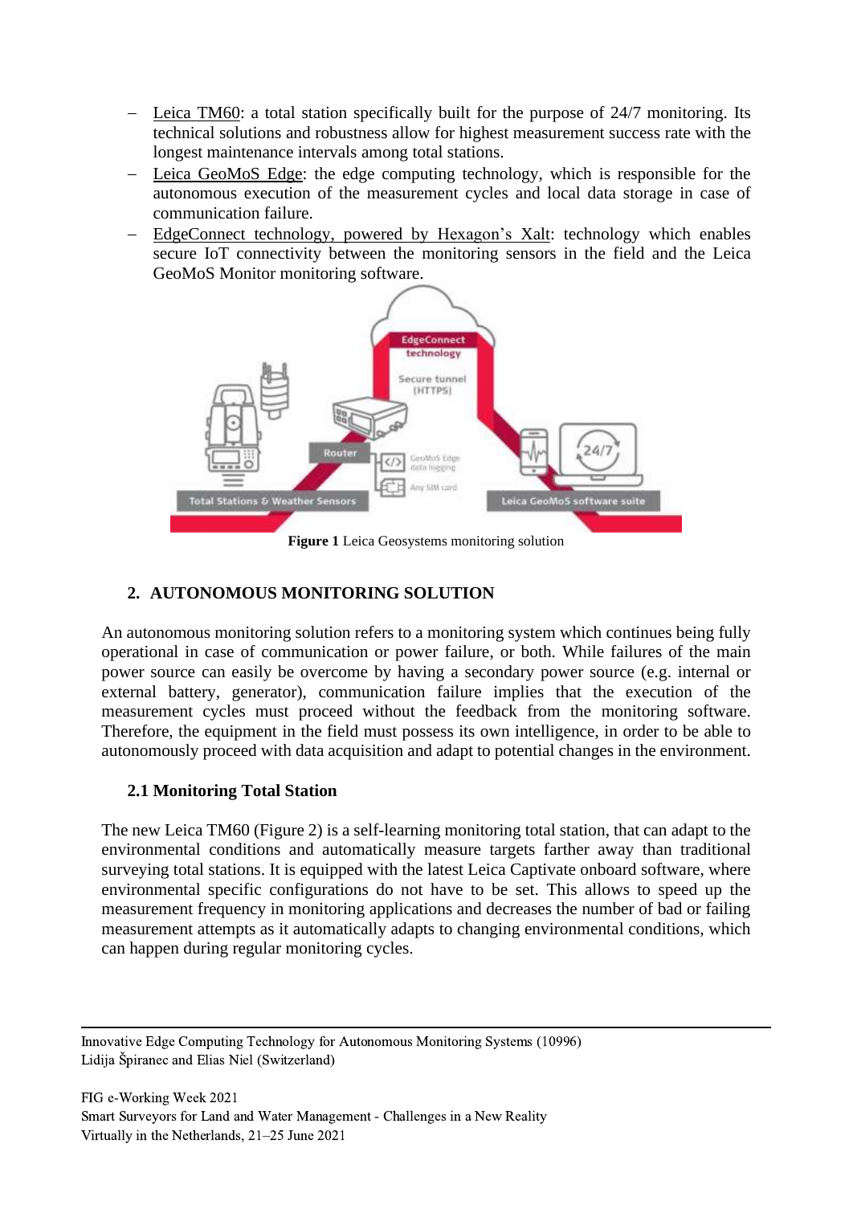- Leica TM60: a total station specifically built for the purpose of 24/7 monitoring. Its technical solutions and robustness allow for highest measurement success rate with the longest maintenance intervals among total stations.
- Leica GeoMoS Edge: the edge computing technology, which is responsible for the autonomous execution of the measurement cycles and local data storage in case of communication failure.
- EdgeConnect technology, powered by Hexagon's Xalt: technology which enables secure IoT connectivity between the monitoring sensors in the field and the Leica GeoMoS Monitor monitoring software.

**Figure 1** Leica Geosystems monitoring solution

## 2. AUTONOMOUS MONITORING SOLUTION

An autonomous monitoring solution refers to a monitoring system which continues being fully operational in case of communication or power failure, or both. While failures of the main power source can easily be overcome by having a secondary power source (e.g. internal or external battery, generator), communication failure implies that the execution of the measurement cycles must proceed without the feedback from the monitoring software. Therefore, the equipment in the field must possess its own intelligence, in order to be able to autonomously proceed with data acquisition and adapt to potential changes in the environment.

### 2.1 Monitoring Total Station

The new Leica TM60 (Figure 2) is a self-learning monitoring total station, that can adapt to the environmental conditions and automatically measure targets farther away than traditional surveying total stations. It is equipped with the latest Leica Captivate onboard software, where environmental specific configurations do not have to be set. This allows to speed up the measurement frequency in monitoring applications and decreases the number of bad or failing measurement attempts as it automatically adapts to changing environmental conditions, which can happen during regular monitoring cycles.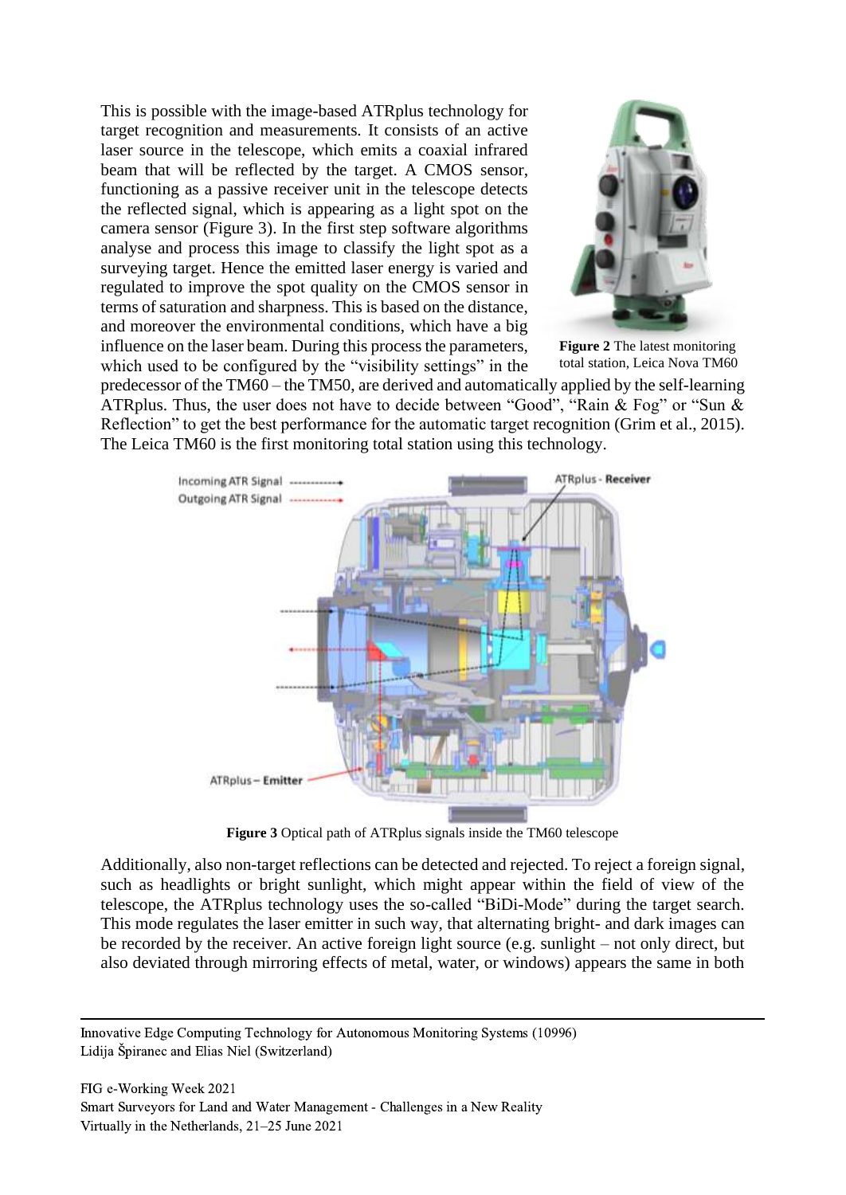This is possible with the image-based ATRplus technology for target recognition and measurements. It consists of an active laser source in the telescope, which emits a coaxial infrared beam that will be reflected by the target. A CMOS sensor, functioning as a passive receiver unit in the telescope detects the reflected signal, which is appearing as a light spot on the camera sensor (Figure 3). In the first step software algorithms analyse and process this image to classify the light spot as a surveying target. Hence the emitted laser energy is varied and regulated to improve the spot quality on the CMOS sensor in terms of saturation and sharpness. This is based on the distance, and moreover the environmental conditions, which have a big influence on the laser beam. During this process the parameters, which used to be configured by the "visibility settings" in the predecessor of the TM60 – the TM50, are derived and automatically applied by the self-learning ATRplus. Thus, the user does not have to decide between "Good", "Rain & Fog" or "Sun & Reflection" to get the best performance for the automatic target recognition (Grim et al., 2015). The Leica TM60 is the first monitoring total station using this technology.

**Figure 2** The latest monitoring total station, Leica Nova TM60

**Figure 3** Optical path of ATRplus signals inside the TM60 telescope

Additionally, also non-target reflections can be detected and rejected. To reject a foreign signal, such as headlights or bright sunlight, which might appear within the field of view of the telescope, the ATRplus technology uses the so-called "BiDi-Mode" during the target search. This mode regulates the laser emitter in such way, that alternating bright- and dark images can be recorded by the receiver. An active foreign light source (e.g. sunlight – not only direct, but also deviated through mirroring effects of metal, water, or windows) appears the same in both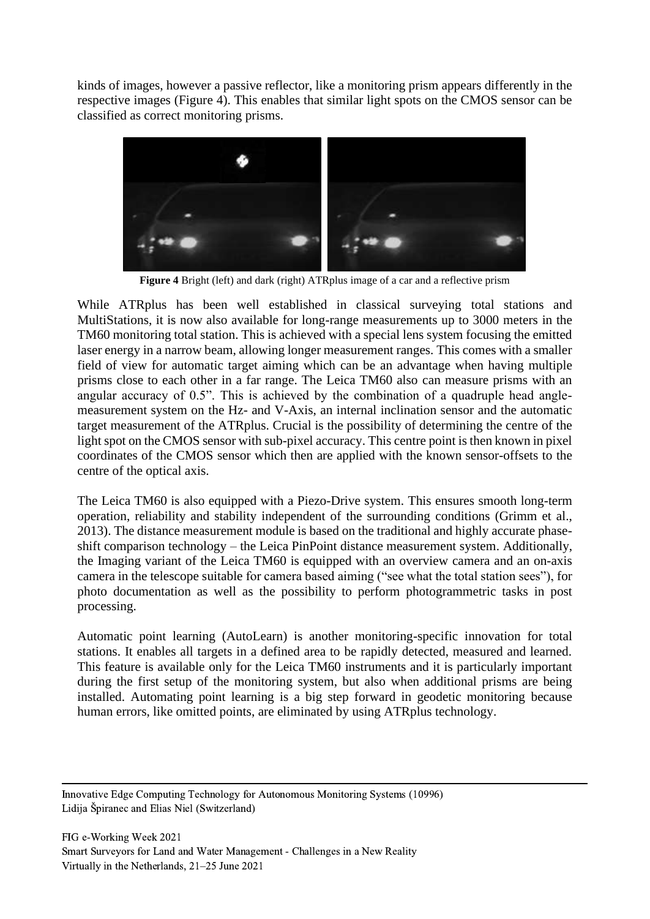kinds of images, however a passive reflector, like a monitoring prism appears differently in the respective images (Figure 4). This enables that similar light spots on the CMOS sensor can be classified as correct monitoring prisms.

**Figure 4** Bright (left) and dark (right) ATRplus image of a car and a reflective prism

While ATRplus has been well established in classical surveying total stations and MultiStations, it is now also available for long-range measurements up to 3000 meters in the TM60 monitoring total station. This is achieved with a special lens system focusing the emitted laser energy in a narrow beam, allowing longer measurement ranges. This comes with a smaller field of view for automatic target aiming which can be an advantage when having multiple prisms close to each other in a far range. The Leica TM60 also can measure prisms with an angular accuracy of 0.5". This is achieved by the combination of a quadruple head angle-measurement system on the Hz- and V-Axis, an internal inclination sensor and the automatic target measurement of the ATRplus. Crucial is the possibility of determining the centre of the light spot on the CMOS sensor with sub-pixel accuracy. This centre point is then known in pixel coordinates of the CMOS sensor which then are applied with the known sensor-offsets to the centre of the optical axis.

The Leica TM60 is also equipped with a Piezo-Drive system. This ensures smooth long-term operation, reliability and stability independent of the surrounding conditions (Grimm et al., 2013). The distance measurement module is based on the traditional and highly accurate phase-shift comparison technology – the Leica PinPoint distance measurement system. Additionally, the Imaging variant of the Leica TM60 is equipped with an overview camera and an on-axis camera in the telescope suitable for camera based aiming ("see what the total station sees"), for photo documentation as well as the possibility to perform photogrammetric tasks in post processing.

Automatic point learning (AutoLearn) is another monitoring-specific innovation for total stations. It enables all targets in a defined area to be rapidly detected, measured and learned. This feature is available only for the Leica TM60 instruments and it is particularly important during the first setup of the monitoring system, but also when additional prisms are being installed. Automating point learning is a big step forward in geodetic monitoring because human errors, like omitted points, are eliminated by using ATRplus technology.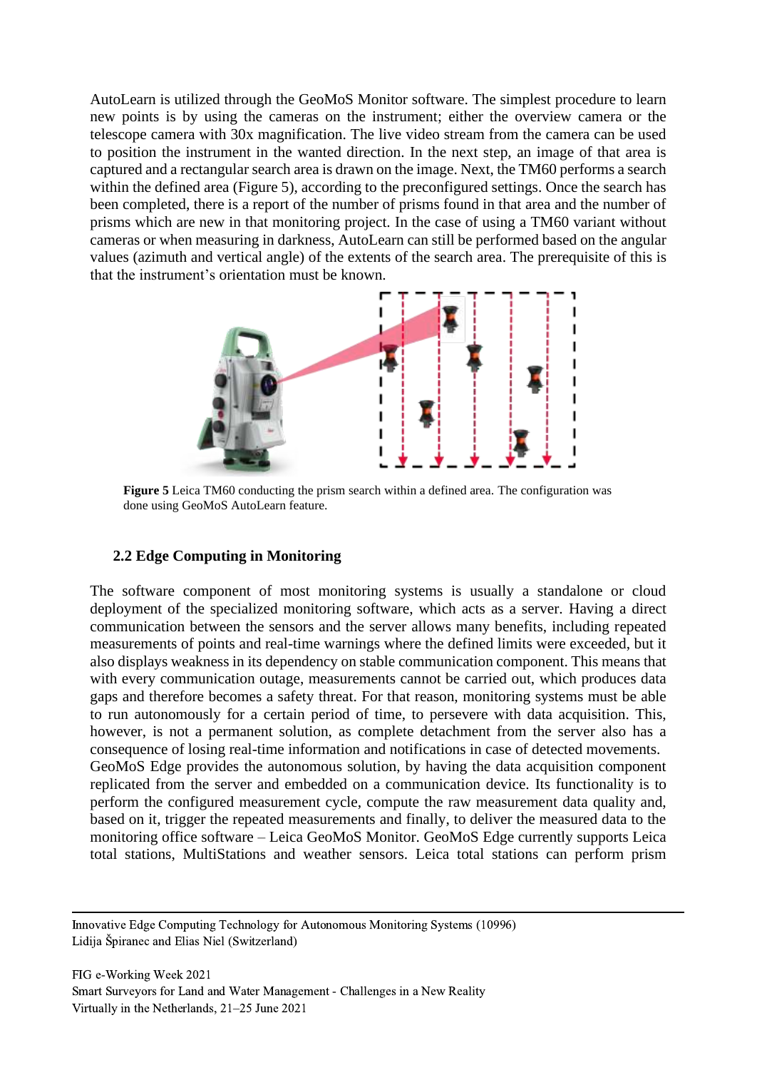AutoLearn is utilized through the GeoMoS Monitor software. The simplest procedure to learn new points is by using the cameras on the instrument; either the overview camera or the telescope camera with 30x magnification. The live video stream from the camera can be used to position the instrument in the wanted direction. In the next step, an image of that area is captured and a rectangular search area is drawn on the image. Next, the TM60 performs a search within the defined area (Figure 5), according to the preconfigured settings. Once the search has been completed, there is a report of the number of prisms found in that area and the number of prisms which are new in that monitoring project. In the case of using a TM60 variant without cameras or when measuring in darkness, AutoLearn can still be performed based on the angular values (azimuth and vertical angle) of the extents of the search area. The prerequisite of this is that the instrument's orientation must be known.

**Figure 5** Leica TM60 conducting the prism search within a defined area. The configuration was done using GeoMoS AutoLearn feature.

## 2.2 Edge Computing in Monitoring

The software component of most monitoring systems is usually a standalone or cloud deployment of the specialized monitoring software, which acts as a server. Having a direct communication between the sensors and the server allows many benefits, including repeated measurements of points and real-time warnings where the defined limits were exceeded, but it also displays weakness in its dependency on stable communication component. This means that with every communication outage, measurements cannot be carried out, which produces data gaps and therefore becomes a safety threat. For that reason, monitoring systems must be able to run autonomously for a certain period of time, to persevere with data acquisition. This, however, is not a permanent solution, as complete detachment from the server also has a consequence of losing real-time information and notifications in case of detected movements.
GeoMoS Edge provides the autonomous solution, by having the data acquisition component replicated from the server and embedded on a communication device. Its functionality is to perform the configured measurement cycle, compute the raw measurement data quality and, based on it, trigger the repeated measurements and finally, to deliver the measured data to the monitoring office software – Leica GeoMoS Monitor. GeoMoS Edge currently supports Leica total stations, MultiStations and weather sensors. Leica total stations can perform prism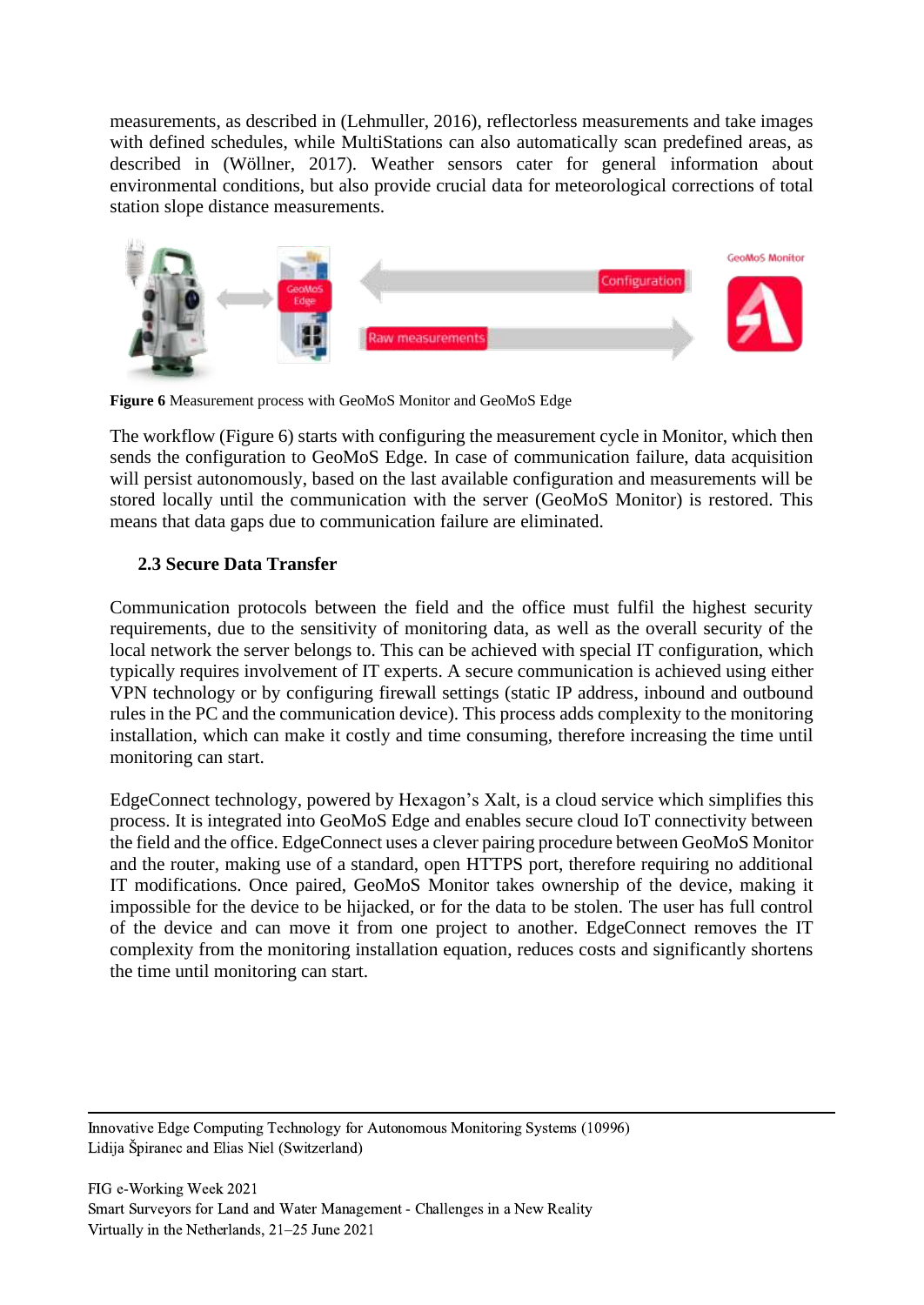measurements, as described in (Lehmuller, 2016), reflectorless measurements and take images with defined schedules, while MultiStations can also automatically scan predefined areas, as described in (Wöllner, 2017). Weather sensors cater for general information about environmental conditions, but also provide crucial data for meteorological corrections of total station slope distance measurements.

**Figure 6** Measurement process with GeoMoS Monitor and GeoMoS Edge

The workflow (Figure 6) starts with configuring the measurement cycle in Monitor, which then sends the configuration to GeoMoS Edge. In case of communication failure, data acquisition will persist autonomously, based on the last available configuration and measurements will be stored locally until the communication with the server (GeoMoS Monitor) is restored. This means that data gaps due to communication failure are eliminated.

### 2.3 Secure Data Transfer

Communication protocols between the field and the office must fulfil the highest security requirements, due to the sensitivity of monitoring data, as well as the overall security of the local network the server belongs to. This can be achieved with special IT configuration, which typically requires involvement of IT experts. A secure communication is achieved using either VPN technology or by configuring firewall settings (static IP address, inbound and outbound rules in the PC and the communication device). This process adds complexity to the monitoring installation, which can make it costly and time consuming, therefore increasing the time until monitoring can start.

EdgeConnect technology, powered by Hexagon's Xalt, is a cloud service which simplifies this process. It is integrated into GeoMoS Edge and enables secure cloud IoT connectivity between the field and the office. EdgeConnect uses a clever pairing procedure between GeoMoS Monitor and the router, making use of a standard, open HTTPS port, therefore requiring no additional IT modifications. Once paired, GeoMoS Monitor takes ownership of the device, making it impossible for the device to be hijacked, or for the data to be stolen. The user has full control of the device and can move it from one project to another. EdgeConnect removes the IT complexity from the monitoring installation equation, reduces costs and significantly shortens the time until monitoring can start.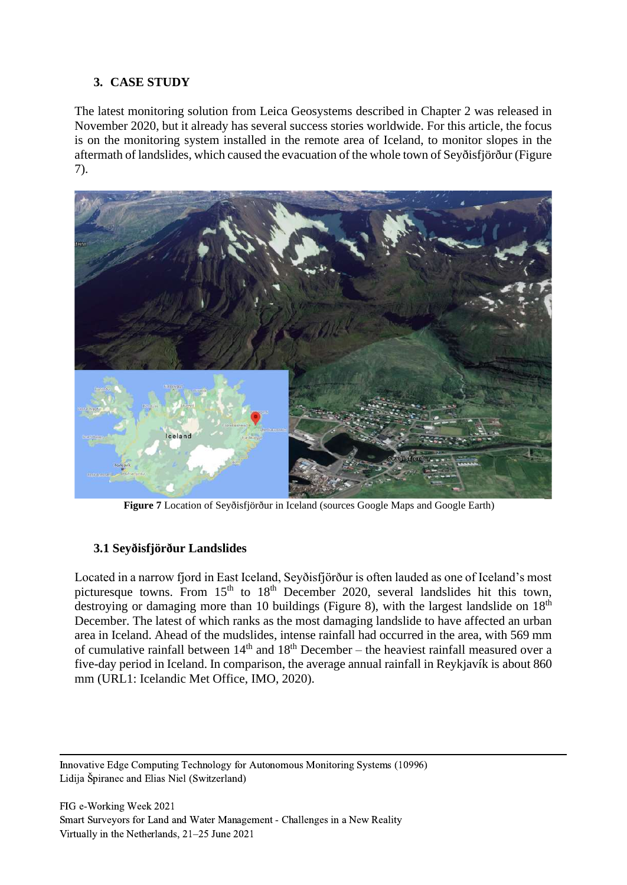## 3. CASE STUDY

The latest monitoring solution from Leica Geosystems described in Chapter 2 was released in November 2020, but it already has several success stories worldwide. For this article, the focus is on the monitoring system installed in the remote area of Iceland, to monitor slopes in the aftermath of landslides, which caused the evacuation of the whole town of Seyðisfjörður (Figure 7).

**Figure 7** Location of Seyðisfjörður in Iceland (sources Google Maps and Google Earth)

### 3.1 Seyðisfjörður Landslides

Located in a narrow fjord in East Iceland, Seyðisfjörður is often lauded as one of Iceland's most picturesque towns. From 15th to 18th December 2020, several landslides hit this town, destroying or damaging more than 10 buildings (Figure 8), with the largest landslide on 18th December. The latest of which ranks as the most damaging landslide to have affected an urban area in Iceland. Ahead of the mudslides, intense rainfall had occurred in the area, with 569 mm of cumulative rainfall between 14th and 18th December – the heaviest rainfall measured over a five-day period in Iceland. In comparison, the average annual rainfall in Reykjavík is about 860 mm (URL1: Icelandic Met Office, IMO, 2020).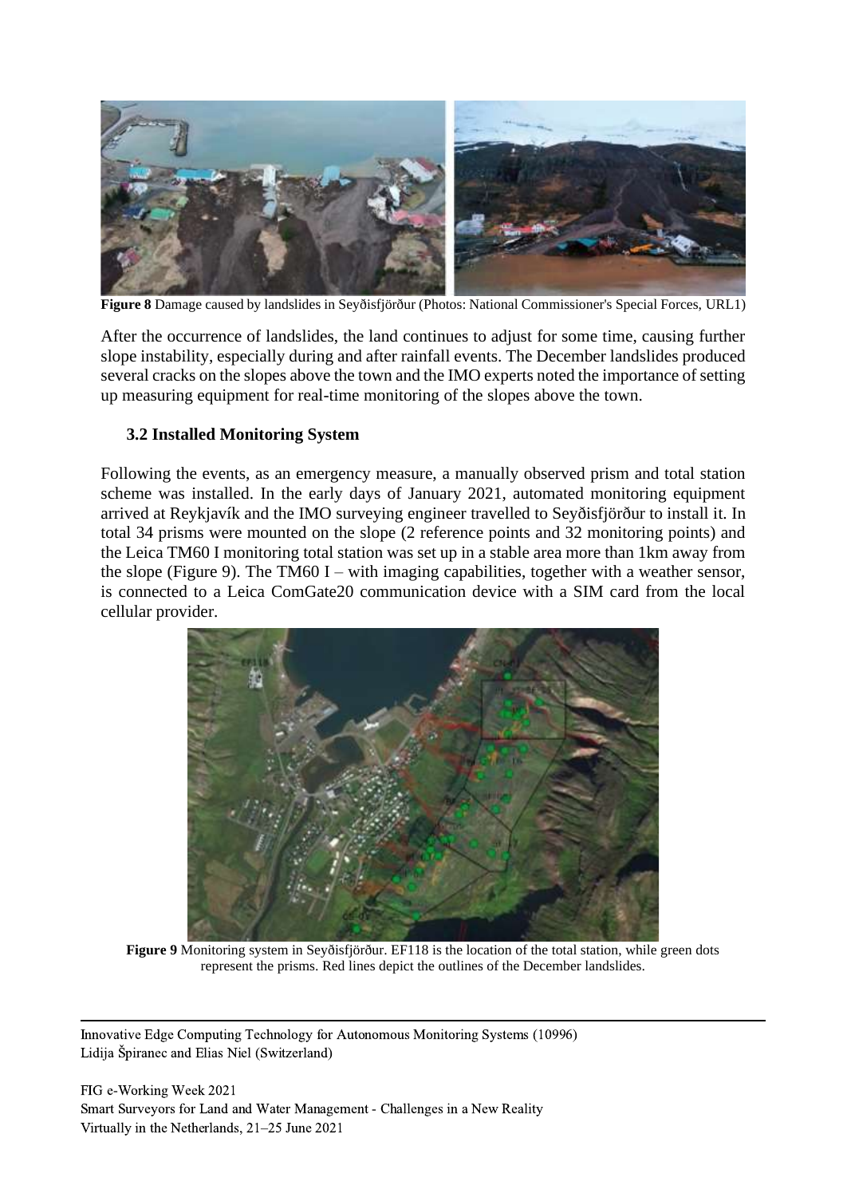**Figure 8** Damage caused by landslides in Seyðisfjörður (Photos: National Commissioner's Special Forces, URL1)

After the occurrence of landslides, the land continues to adjust for some time, causing further slope instability, especially during and after rainfall events. The December landslides produced several cracks on the slopes above the town and the IMO experts noted the importance of setting up measuring equipment for real-time monitoring of the slopes above the town.

### 3.2 Installed Monitoring System

Following the events, as an emergency measure, a manually observed prism and total station scheme was installed. In the early days of January 2021, automated monitoring equipment arrived at Reykjavík and the IMO surveying engineer travelled to Seyðisfjörður to install it. In total 34 prisms were mounted on the slope (2 reference points and 32 monitoring points) and the Leica TM60 I monitoring total station was set up in a stable area more than 1km away from the slope (Figure 9). The TM60 I – with imaging capabilities, together with a weather sensor, is connected to a Leica ComGate20 communication device with a SIM card from the local cellular provider.

**Figure 9** Monitoring system in Seyðisfjörður. EF118 is the location of the total station, while green dots represent the prisms. Red lines depict the outlines of the December landslides.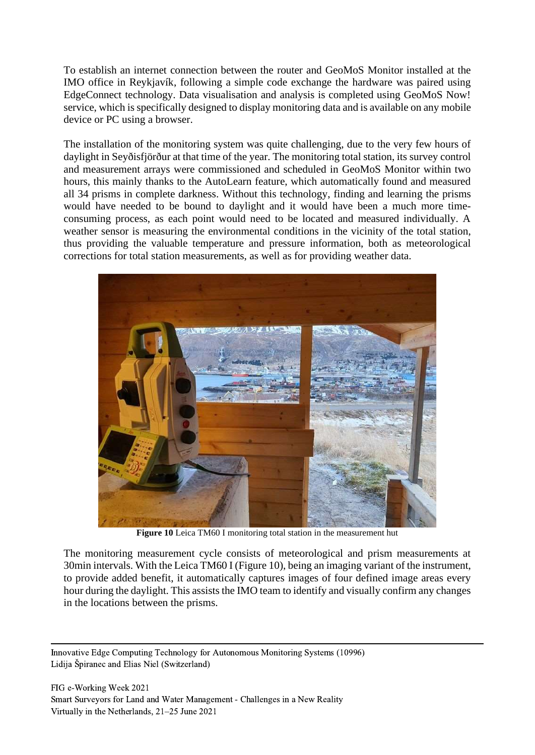To establish an internet connection between the router and GeoMoS Monitor installed at the IMO office in Reykjavík, following a simple code exchange the hardware was paired using EdgeConnect technology. Data visualisation and analysis is completed using GeoMoS Now! service, which is specifically designed to display monitoring data and is available on any mobile device or PC using a browser.

The installation of the monitoring system was quite challenging, due to the very few hours of daylight in Seyðisfjörður at that time of the year. The monitoring total station, its survey control and measurement arrays were commissioned and scheduled in GeoMoS Monitor within two hours, this mainly thanks to the AutoLearn feature, which automatically found and measured all 34 prisms in complete darkness. Without this technology, finding and learning the prisms would have needed to be bound to daylight and it would have been a much more time-consuming process, as each point would need to be located and measured individually. A weather sensor is measuring the environmental conditions in the vicinity of the total station, thus providing the valuable temperature and pressure information, both as meteorological corrections for total station measurements, as well as for providing weather data.

**Figure 10** Leica TM60 I monitoring total station in the measurement hut

The monitoring measurement cycle consists of meteorological and prism measurements at 30min intervals. With the Leica TM60 I (Figure 10), being an imaging variant of the instrument, to provide added benefit, it automatically captures images of four defined image areas every hour during the daylight. This assists the IMO team to identify and visually confirm any changes in the locations between the prisms.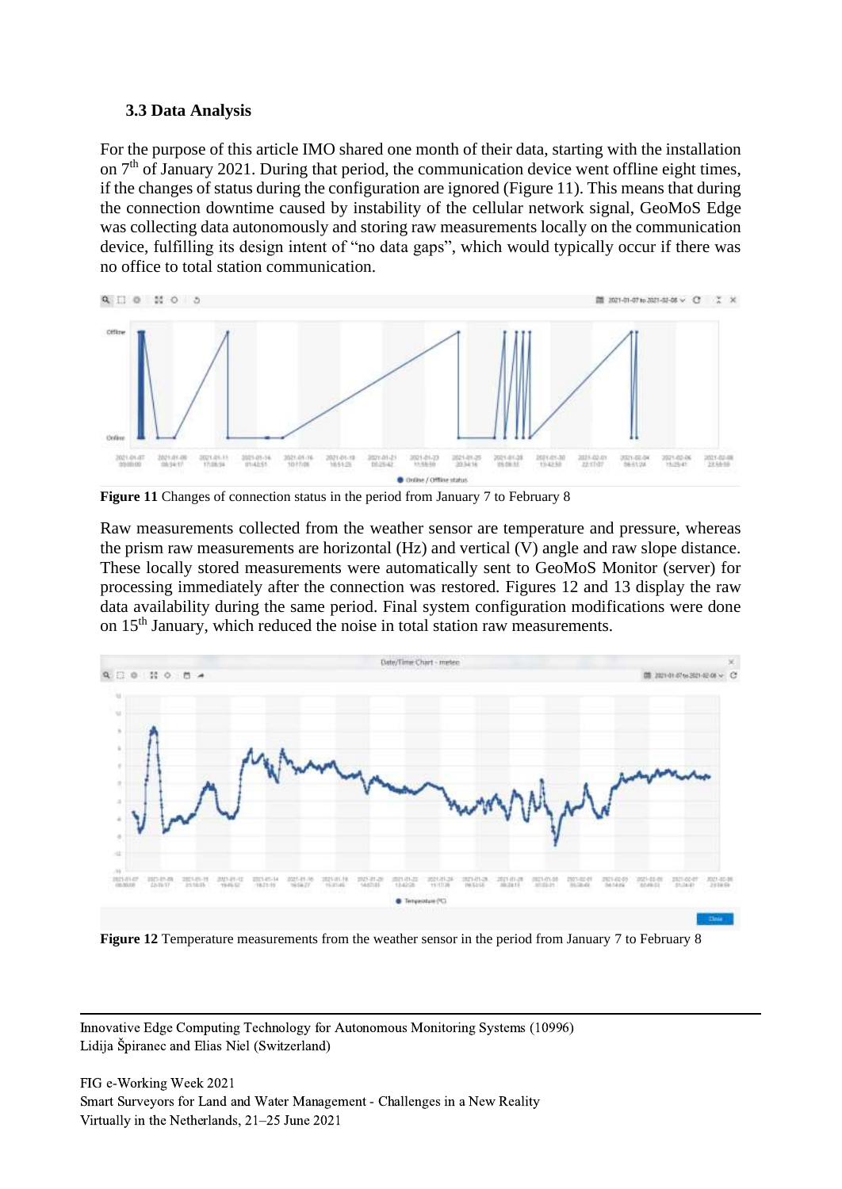### 3.3 Data Analysis

For the purpose of this article IMO shared one month of their data, starting with the installation on 7[th] of January 2021. During that period, the communication device went offline eight times, if the changes of status during the configuration are ignored (Figure 11). This means that during the connection downtime caused by instability of the cellular network signal, GeoMoS Edge was collecting data autonomously and storing raw measurements locally on the communication device, fulfilling its design intent of “no data gaps”, which would typically occur if there was no office to total station communication.

**Figure 11** Changes of connection status in the period from January 7 to February 8

Raw measurements collected from the weather sensor are temperature and pressure, whereas the prism raw measurements are horizontal (Hz) and vertical (V) angle and raw slope distance. These locally stored measurements were automatically sent to GeoMoS Monitor (server) for processing immediately after the connection was restored. Figures 12 and 13 display the raw data availability during the same period. Final system configuration modifications were done on 15[th] January, which reduced the noise in total station raw measurements.

**Figure 12** Temperature measurements from the weather sensor in the period from January 7 to February 8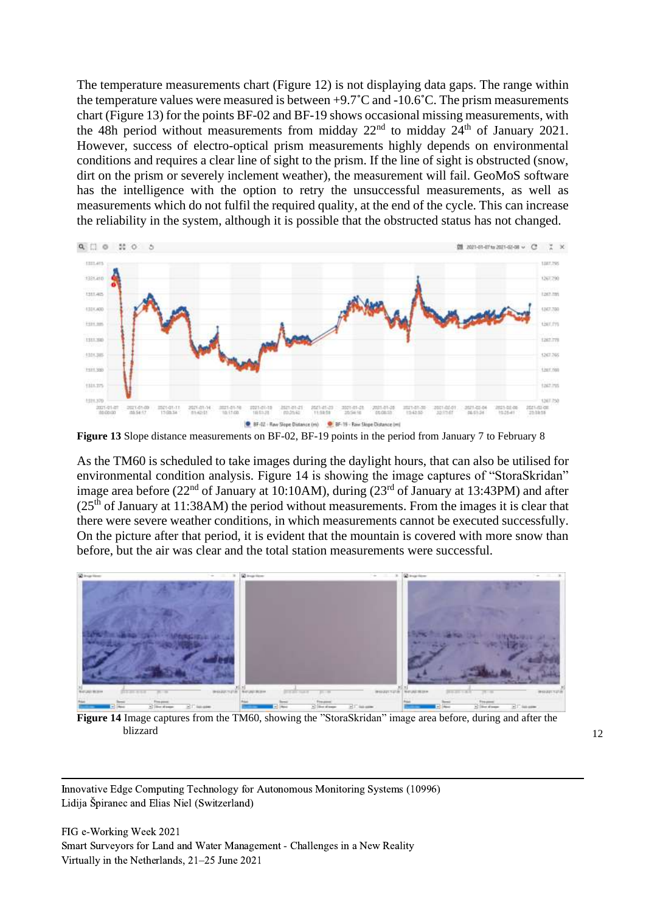The temperature measurements chart (Figure 12) is not displaying data gaps. The range within the temperature values were measured is between +9.7˚C and -10.6˚C. The prism measurements chart (Figure 13) for the points BF-02 and BF-19 shows occasional missing measurements, with the 48h period without measurements from midday 22nd to midday 24th of January 2021. However, success of electro-optical prism measurements highly depends on environmental conditions and requires a clear line of sight to the prism. If the line of sight is obstructed (snow, dirt on the prism or severely inclement weather), the measurement will fail. GeoMoS software has the intelligence with the option to retry the unsuccessful measurements, as well as measurements which do not fulfil the required quality, at the end of the cycle. This can increase the reliability in the system, although it is possible that the obstructed status has not changed.

**Figure 13** Slope distance measurements on BF-02, BF-19 points in the period from January 7 to February 8

As the TM60 is scheduled to take images during the daylight hours, that can also be utilised for environmental condition analysis. Figure 14 is showing the image captures of "StoraSkridan" image area before (22nd of January at 10:10AM), during (23rd of January at 13:43PM) and after (25th of January at 11:38AM) the period without measurements. From the images it is clear that there were severe weather conditions, in which measurements cannot be executed successfully. On the picture after that period, it is evident that the mountain is covered with more snow than before, but the air was clear and the total station measurements were successful.

**Figure 14** Image captures from the TM60, showing the "StoraSkridan" image area before, during and after the blizzard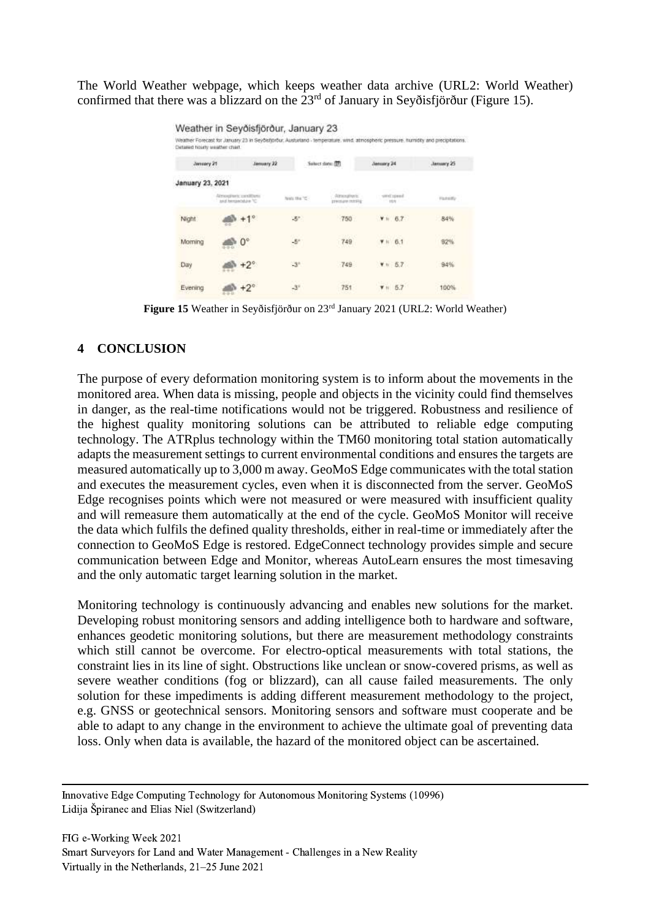The World Weather webpage, which keeps weather data archive (URL2: World Weather) confirmed that there was a blizzard on the 23rd of January in Seyðisfjörður (Figure 15).

**Figure 15** Weather in Seyðisfjörður on 23rd January 2021 (URL2: World Weather)

## 4 CONCLUSION

The purpose of every deformation monitoring system is to inform about the movements in the monitored area. When data is missing, people and objects in the vicinity could find themselves in danger, as the real-time notifications would not be triggered. Robustness and resilience of the highest quality monitoring solutions can be attributed to reliable edge computing technology. The ATRplus technology within the TM60 monitoring total station automatically adapts the measurement settings to current environmental conditions and ensures the targets are measured automatically up to 3,000 m away. GeoMoS Edge communicates with the total station and executes the measurement cycles, even when it is disconnected from the server. GeoMoS Edge recognises points which were not measured or were measured with insufficient quality and will remeasure them automatically at the end of the cycle. GeoMoS Monitor will receive the data which fulfils the defined quality thresholds, either in real-time or immediately after the connection to GeoMoS Edge is restored. EdgeConnect technology provides simple and secure communication between Edge and Monitor, whereas AutoLearn ensures the most timesaving and the only automatic target learning solution in the market.

Monitoring technology is continuously advancing and enables new solutions for the market. Developing robust monitoring sensors and adding intelligence both to hardware and software, enhances geodetic monitoring solutions, but there are measurement methodology constraints which still cannot be overcome. For electro-optical measurements with total stations, the constraint lies in its line of sight. Obstructions like unclean or snow-covered prisms, as well as severe weather conditions (fog or blizzard), can all cause failed measurements. The only solution for these impediments is adding different measurement methodology to the project, e.g. GNSS or geotechnical sensors. Monitoring sensors and software must cooperate and be able to adapt to any change in the environment to achieve the ultimate goal of preventing data loss. Only when data is available, the hazard of the monitored object can be ascertained.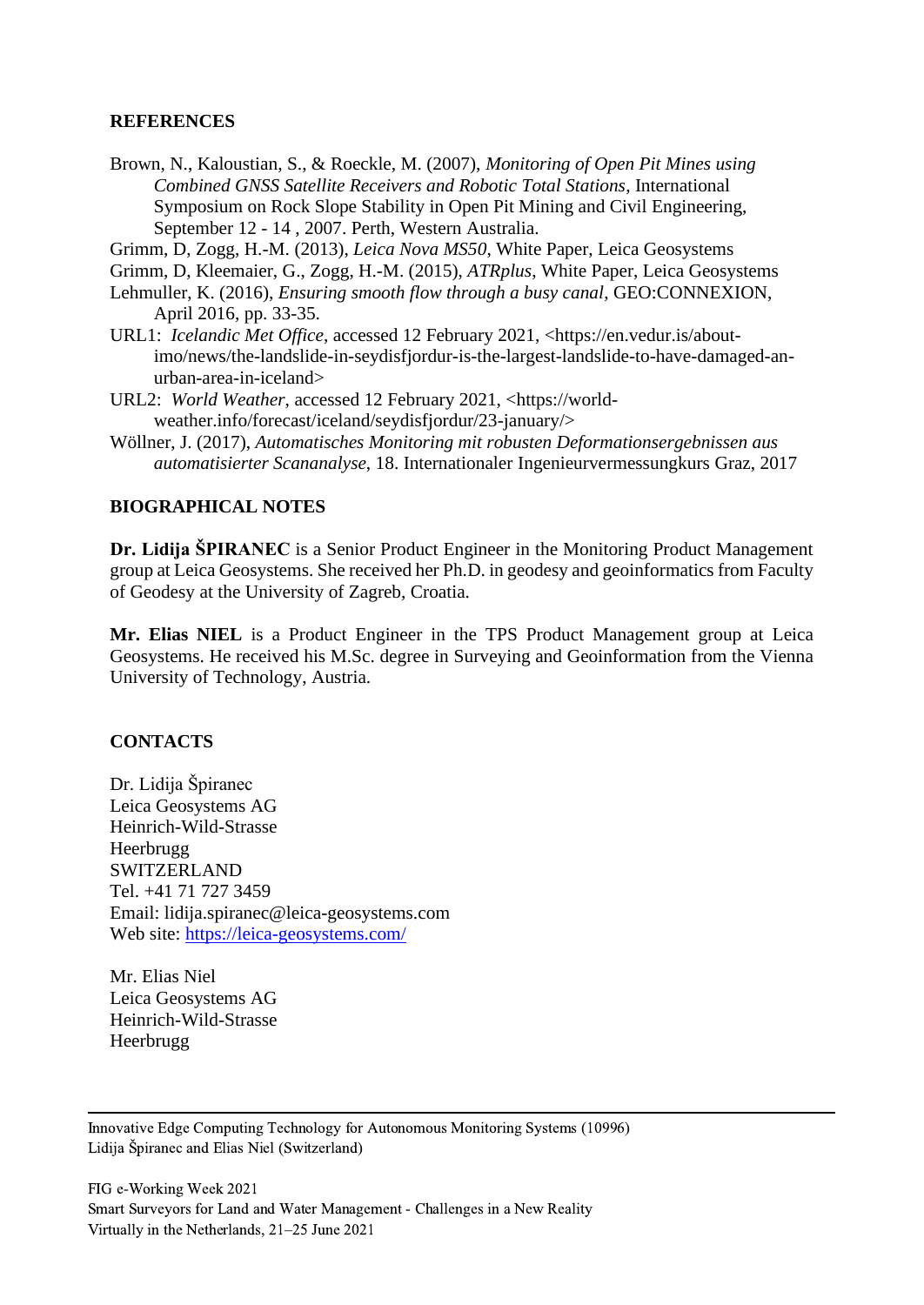## REFERENCES

Brown, N., Kaloustian, S., & Roeckle, M. (2007), *Monitoring of Open Pit Mines using Combined GNSS Satellite Receivers and Robotic Total Stations*, International Symposium on Rock Slope Stability in Open Pit Mining and Civil Engineering, September 12 - 14 , 2007. Perth, Western Australia.

Grimm, D, Zogg, H.-M. (2013), *Leica Nova MS50*, White Paper, Leica Geosystems

Grimm, D, Kleemaier, G., Zogg, H.-M. (2015), *ATRplus*, White Paper, Leica Geosystems

Lehmuller, K. (2016), *Ensuring smooth flow through a busy canal*, GEO:CONNEXION, April 2016, pp. 33-35.

URL1: *Icelandic Met Office*, accessed 12 February 2021, <https://en.vedur.is/about-imo/news/the-landslide-in-seydisfjordur-is-the-largest-landslide-to-have-damaged-an-urban-area-in-iceland>

URL2: *World Weather*, accessed 12 February 2021, <https://world-weather.info/forecast/iceland/seydisfjordur/23-january/>

Wöllner, J. (2017), *Automatisches Monitoring mit robusten Deformationsergebnissen aus automatisierter Scananalyse*, 18. Internationaler Ingenieurvermessungkurs Graz, 2017

## BIOGRAPHICAL NOTES

**Dr. Lidija ŠPIRANEC** is a Senior Product Engineer in the Monitoring Product Management group at Leica Geosystems. She received her Ph.D. in geodesy and geoinformatics from Faculty of Geodesy at the University of Zagreb, Croatia.

**Mr. Elias NIEL** is a Product Engineer in the TPS Product Management group at Leica Geosystems. He received his M.Sc. degree in Surveying and Geoinformation from the Vienna University of Technology, Austria.

## CONTACTS

Dr. Lidija Špiranec
Leica Geosystems AG
Heinrich-Wild-Strasse
Heerbrugg
SWITZERLAND
Tel. +41 71 727 3459
Email: lidija.spiranec@leica-geosystems.com
Web site: https://leica-geosystems.com/

Mr. Elias Niel
Leica Geosystems AG
Heinrich-Wild-Strasse
Heerbrugg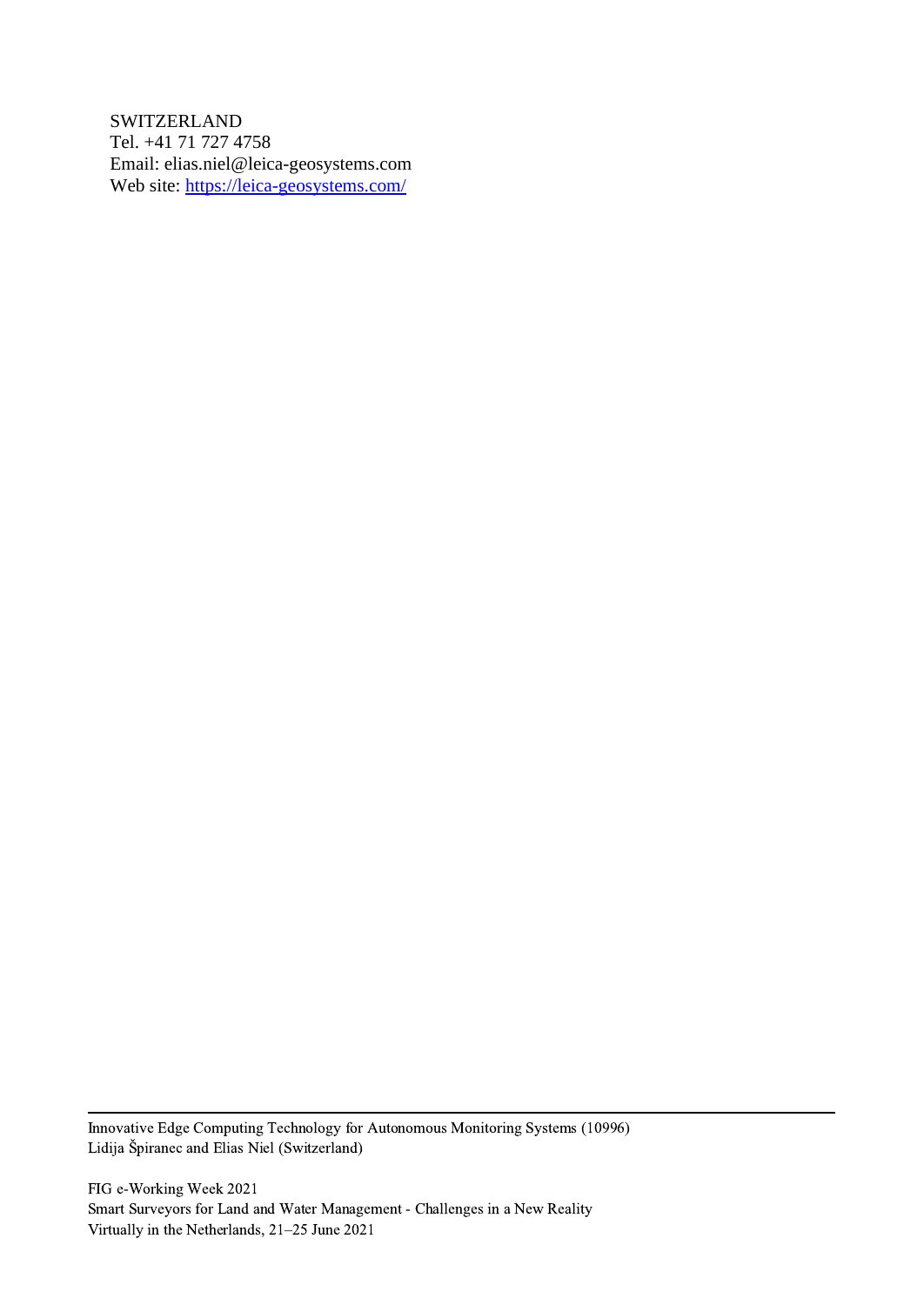SWITZERLAND
Tel. +41 71 727 4758
Email: elias.niel@leica-geosystems.com
Web site: https://leica-geosystems.com/